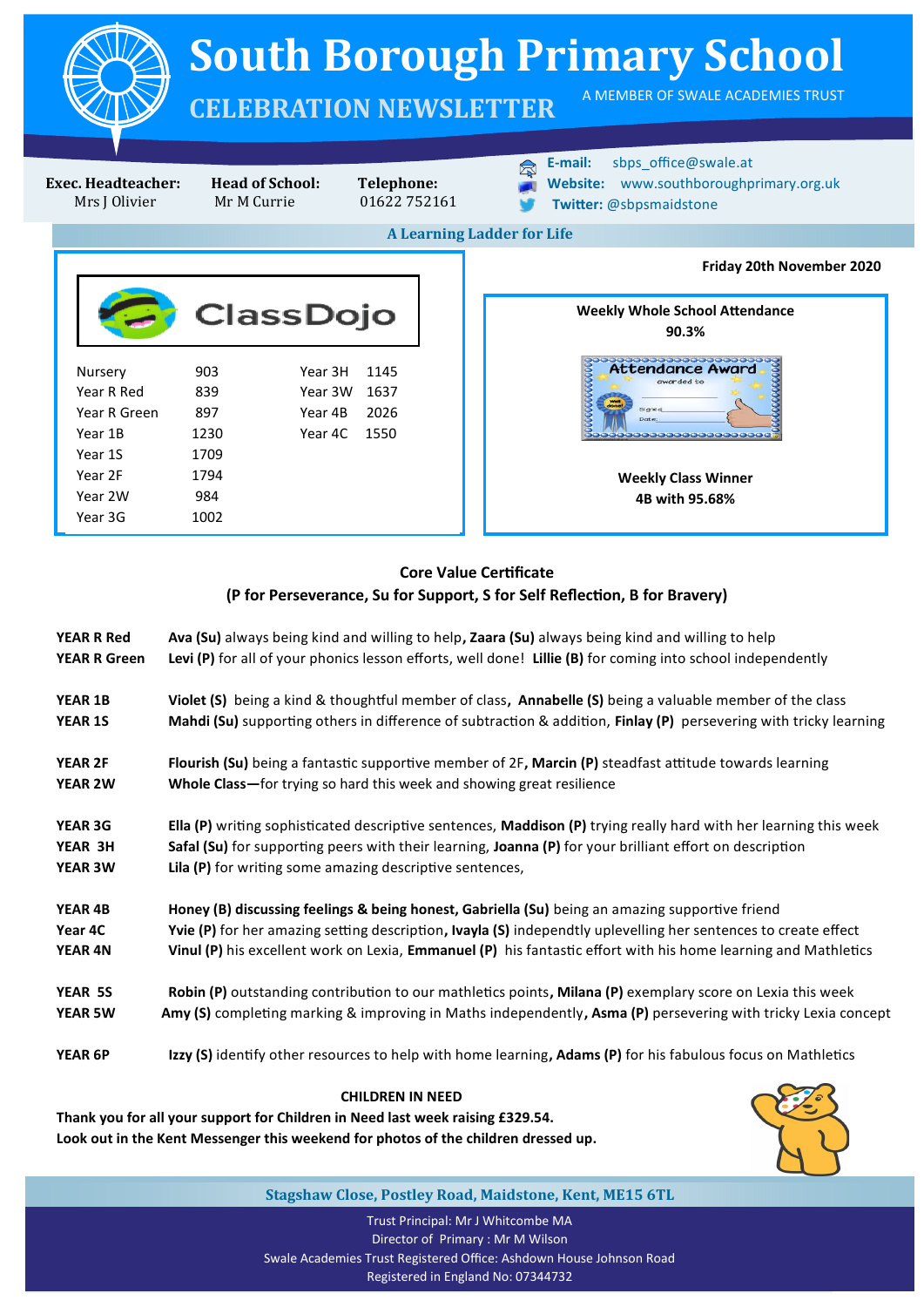# South Borough Primary School

## CELEBRATION NEWSLETTER

A MEMBER OF SWALE ACADEMIES TRUST

**Exec. Headteacher:** Mrs J Olivier

**Head of School:** Mr M Currie

**Telephone:** 01622 752161

**E-mail:** sbps_office@swale.at
**Website:** www.southboroughprimary.org.uk
**Twitter:** @sbpsmaidstone

**A Learning Ladder for Life**

**Friday 20th November 2020**

### ClassDojo

| Class | Points | Class | Points |
|---|---|---|---|
| Nursery | 903 | Year 3H | 1145 |
| Year R Red | 839 | Year 3W | 1637 |
| Year R Green | 897 | Year 4B | 2026 |
| Year 1B | 1230 | Year 4C | 1550 |
| Year 1S | 1709 | | |
| Year 2F | 1794 | | |
| Year 2W | 984 | | |
| Year 3G | 1002 | | |

**Weekly Whole School Attendance**
**90.3%**

**Weekly Class Winner**
**4B with 95.68%**

### Core Value Certificate
**(P for Perseverance, Su for Support, S for Self Reflection, B for Bravery)**

| | |
|---|---|
| **YEAR R Red** | **Ava (Su)** always being kind and willing to help, **Zaara (Su)** always being kind and willing to help |
| **YEAR R Green** | **Levi (P)** for all of your phonics lesson efforts, well done! **Lillie (B)** for coming into school independently |
| **YEAR 1B** | **Violet (S)** being a kind & thoughtful member of class, **Annabelle (S)** being a valuable member of the class |
| **YEAR 1S** | **Mahdi (Su)** supporting others in difference of subtraction & addition, **Finlay (P)** persevering with tricky learning |
| **YEAR 2F** | **Flourish (Su)** being a fantastic supportive member of 2F, **Marcin (P)** steadfast attitude towards learning |
| **YEAR 2W** | **Whole Class—**for trying so hard this week and showing great resilience |
| **YEAR 3G** | **Ella (P)** writing sophisticated descriptive sentences, **Maddison (P)** trying really hard with her learning this week |
| **YEAR 3H** | **Safal (Su)** for supporting peers with their learning, **Joanna (P)** for your brilliant effort on description |
| **YEAR 3W** | **Lila (P)** for writing some amazing descriptive sentences, |
| **YEAR 4B** | **Honey (B) discussing feelings & being honest, Gabriella (Su)** being an amazing supportive friend |
| **Year 4C** | **Yvie (P)** for her amazing setting description, **Ivayla (S)** independtly uplevelling her sentences to create effect |
| **YEAR 4N** | **Vinul (P)** his excellent work on Lexia, **Emmanuel (P)** his fantastic effort with his home learning and Mathletics |
| **YEAR 5S** | **Robin (P)** outstanding contribution to our mathletics points, **Milana (P)** exemplary score on Lexia this week |
| **YEAR 5W** | **Amy (S)** completing marking & improving in Maths independently, **Asma (P)** persevering with tricky Lexia concept |
| **YEAR 6P** | **Izzy (S)** identify other resources to help with home learning, **Adams (P)** for his fabulous focus on Mathletics |

**CHILDREN IN NEED**

**Thank you for all your support for Children in Need last week raising £329.54.**
**Look out in the Kent Messenger this weekend for photos of the children dressed up.**

**Stagshaw Close, Postley Road, Maidstone, Kent, ME15 6TL**

Trust Principal: Mr J Whitcombe MA
Director of Primary : Mr M Wilson
Swale Academies Trust Registered Office: Ashdown House Johnson Road
Registered in England No: 07344732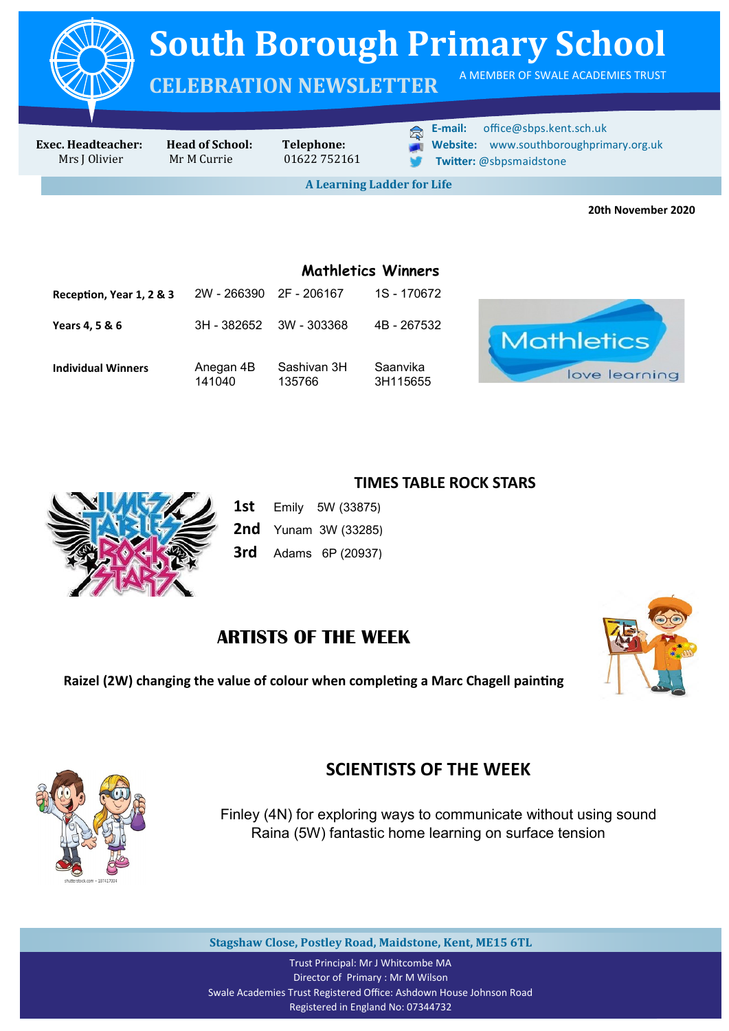# South Borough Primary School

## CELEBRATION NEWSLETTER

A MEMBER OF SWALE ACADEMIES TRUST

**Exec. Headteacher:** Mrs J Olivier

**Head of School:** Mr M Currie

**Telephone:** 01622 752161

**E-mail:** office@sbps.kent.sch.uk
**Website:** www.southboroughprimary.org.uk
**Twitter:** @sbpsmaidstone

**A Learning Ladder for Life**

**20th November 2020**

## Mathletics Winners

| | | | |
|---|---|---|---|
| **Reception, Year 1, 2 & 3** | 2W - 266390 | 2F - 206167 | 1S - 170672 |
| **Years 4, 5 & 6** | 3H - 382652 | 3W - 303368 | 4B - 267532 |
| **Individual Winners** | Anegan 4B 141040 | Sashivan 3H 135766 | Saanvika 3H115655 |

## TIMES TABLE ROCK STARS

**1st** Emily 5W (33875)

**2nd** Yunam 3W (33285)

**3rd** Adams 6P (20937)

## ARTISTS OF THE WEEK

**Raizel (2W) changing the value of colour when completing a Marc Chagell painting**

## SCIENTISTS OF THE WEEK

Finley (4N) for exploring ways to communicate without using sound

Raina (5W) fantastic home learning on surface tension

**Stagshaw Close, Postley Road, Maidstone, Kent, ME15 6TL**

Trust Principal: Mr J Whitcombe MA
Director of Primary : Mr M Wilson
Swale Academies Trust Registered Office: Ashdown House Johnson Road
Registered in England No: 07344732